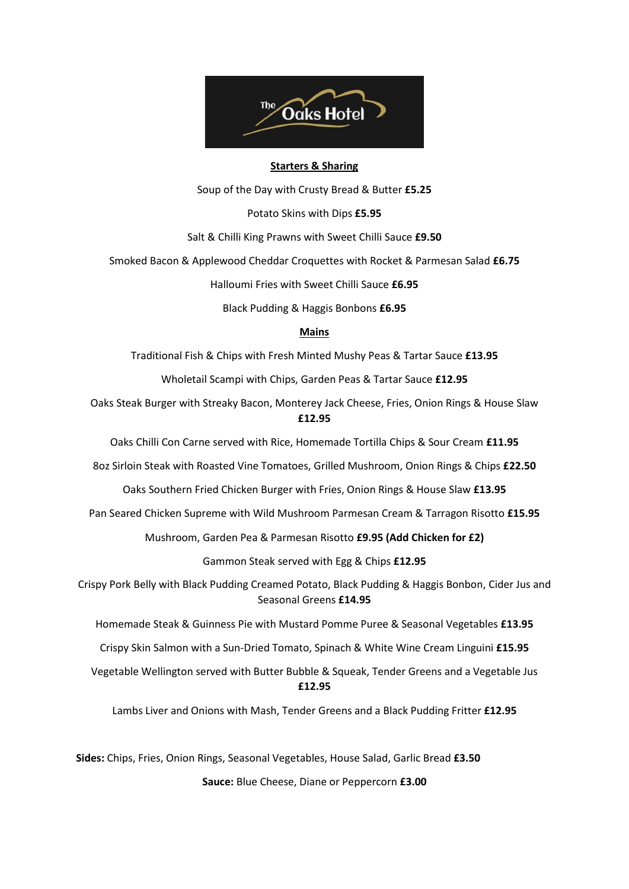The Oaks Hotel

## Starters & Sharing

Soup of the Day with Crusty Bread & Butter **£5.25**

Potato Skins with Dips **£5.95**

Salt & Chilli King Prawns with Sweet Chilli Sauce **£9.50**

Smoked Bacon & Applewood Cheddar Croquettes with Rocket & Parmesan Salad **£6.75**

Halloumi Fries with Sweet Chilli Sauce **£6.95**

Black Pudding & Haggis Bonbons **£6.95**

## Mains

Traditional Fish & Chips with Fresh Minted Mushy Peas & Tartar Sauce **£13.95**

Wholetail Scampi with Chips, Garden Peas & Tartar Sauce **£12.95**

Oaks Steak Burger with Streaky Bacon, Monterey Jack Cheese, Fries, Onion Rings & House Slaw **£12.95**

Oaks Chilli Con Carne served with Rice, Homemade Tortilla Chips & Sour Cream **£11.95**

8oz Sirloin Steak with Roasted Vine Tomatoes, Grilled Mushroom, Onion Rings & Chips **£22.50**

Oaks Southern Fried Chicken Burger with Fries, Onion Rings & House Slaw **£13.95**

Pan Seared Chicken Supreme with Wild Mushroom Parmesan Cream & Tarragon Risotto **£15.95**

Mushroom, Garden Pea & Parmesan Risotto **£9.95 (Add Chicken for £2)**

Gammon Steak served with Egg & Chips **£12.95**

Crispy Pork Belly with Black Pudding Creamed Potato, Black Pudding & Haggis Bonbon, Cider Jus and Seasonal Greens **£14.95**

Homemade Steak & Guinness Pie with Mustard Pomme Puree & Seasonal Vegetables **£13.95**

Crispy Skin Salmon with a Sun-Dried Tomato, Spinach & White Wine Cream Linguini **£15.95**

Vegetable Wellington served with Butter Bubble & Squeak, Tender Greens and a Vegetable Jus **£12.95**

Lambs Liver and Onions with Mash, Tender Greens and a Black Pudding Fritter **£12.95**

**Sides:** Chips, Fries, Onion Rings, Seasonal Vegetables, House Salad, Garlic Bread **£3.50**

**Sauce:** Blue Cheese, Diane or Peppercorn **£3.00**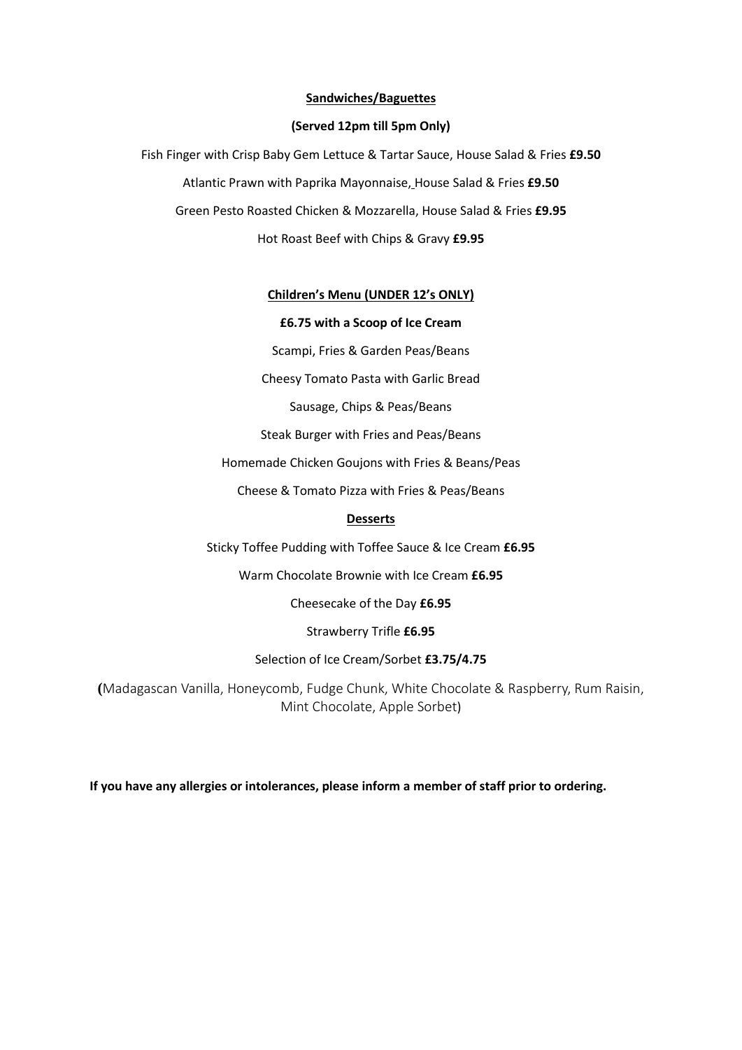## Sandwiches/Baguettes

**(Served 12pm till 5pm Only)**

Fish Finger with Crisp Baby Gem Lettuce & Tartar Sauce, House Salad & Fries **£9.50**

Atlantic Prawn with Paprika Mayonnaise, House Salad & Fries **£9.50**

Green Pesto Roasted Chicken & Mozzarella, House Salad & Fries **£9.95**

Hot Roast Beef with Chips & Gravy **£9.95**

## Children's Menu (UNDER 12's ONLY)

**£6.75 with a Scoop of Ice Cream**

Scampi, Fries & Garden Peas/Beans

Cheesy Tomato Pasta with Garlic Bread

Sausage, Chips & Peas/Beans

Steak Burger with Fries and Peas/Beans

Homemade Chicken Goujons with Fries & Beans/Peas

Cheese & Tomato Pizza with Fries & Peas/Beans

## Desserts

Sticky Toffee Pudding with Toffee Sauce & Ice Cream **£6.95**

Warm Chocolate Brownie with Ice Cream **£6.95**

Cheesecake of the Day **£6.95**

Strawberry Trifle **£6.95**

Selection of Ice Cream/Sorbet **£3.75/4.75**

(Madagascan Vanilla, Honeycomb, Fudge Chunk, White Chocolate & Raspberry, Rum Raisin, Mint Chocolate, Apple Sorbet)

**If you have any allergies or intolerances, please inform a member of staff prior to ordering.**